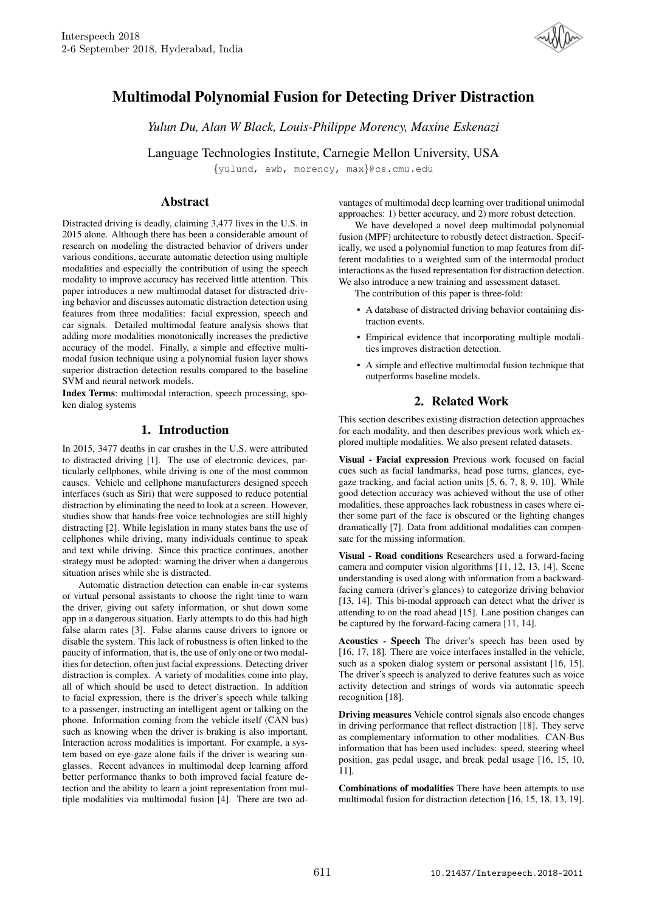# Multimodal Polynomial Fusion for Detecting Driver Distraction

*Yulun Du, Alan W Black, Louis-Philippe Morency, Maxine Eskenazi*

Language Technologies Institute, Carnegie Mellon University, USA

{yulund, awb, morency, max}@cs.cmu.edu

## Abstract

Distracted driving is deadly, claiming 3,477 lives in the U.S. in 2015 alone. Although there has been a considerable amount of research on modeling the distracted behavior of drivers under various conditions, accurate automatic detection using multiple modalities and especially the contribution of using the speech modality to improve accuracy has received little attention. This paper introduces a new multimodal dataset for distracted driving behavior and discusses automatic distraction detection using features from three modalities: facial expression, speech and car signals. Detailed multimodal feature analysis shows that adding more modalities monotonically increases the predictive accuracy of the model. Finally, a simple and effective multimodal fusion technique using a polynomial fusion layer shows superior distraction detection results compared to the baseline SVM and neural network models.

**Index Terms**: multimodal interaction, speech processing, spoken dialog systems

## 1. Introduction

In 2015, 3477 deaths in car crashes in the U.S. were attributed to distracted driving [1]. The use of electronic devices, particularly cellphones, while driving is one of the most common causes. Vehicle and cellphone manufacturers designed speech interfaces (such as Siri) that were supposed to reduce potential distraction by eliminating the need to look at a screen. However, studies show that hands-free voice technologies are still highly distracting [2]. While legislation in many states bans the use of cellphones while driving, many individuals continue to speak and text while driving. Since this practice continues, another strategy must be adopted: warning the driver when a dangerous situation arises while she is distracted.

Automatic distraction detection can enable in-car systems or virtual personal assistants to choose the right time to warn the driver, giving out safety information, or shut down some app in a dangerous situation. Early attempts to do this had high false alarm rates [3]. False alarms cause drivers to ignore or disable the system. This lack of robustness is often linked to the paucity of information, that is, the use of only one or two modalities for detection, often just facial expressions. Detecting driver distraction is complex. A variety of modalities come into play, all of which should be used to detect distraction. In addition to facial expression, there is the driver's speech while talking to a passenger, instructing an intelligent agent or talking on the phone. Information coming from the vehicle itself (CAN bus) such as knowing when the driver is braking is also important. Interaction across modalities is important. For example, a system based on eye-gaze alone fails if the driver is wearing sunglasses. Recent advances in multimodal deep learning afford better performance thanks to both improved facial feature detection and the ability to learn a joint representation from multiple modalities via multimodal fusion [4]. There are two advantages of multimodal deep learning over traditional unimodal approaches: 1) better accuracy, and 2) more robust detection.

We have developed a novel deep multimodal polynomial fusion (MPF) architecture to robustly detect distraction. Specifically, we used a polynomial function to map features from different modalities to a weighted sum of the intermodal product interactions as the fused representation for distraction detection. We also introduce a new training and assessment dataset.

The contribution of this paper is three-fold:

- A database of distracted driving behavior containing distraction events.
- Empirical evidence that incorporating multiple modalities improves distraction detection.
- A simple and effective multimodal fusion technique that outperforms baseline models.

## 2. Related Work

This section describes existing distraction detection approaches for each modality, and then describes previous work which explored multiple modalities. We also present related datasets.

**Visual - Facial expression** Previous work focused on facial cues such as facial landmarks, head pose turns, glances, eye-gaze tracking, and facial action units [5, 6, 7, 8, 9, 10]. While good detection accuracy was achieved without the use of other modalities, these approaches lack robustness in cases where either some part of the face is obscured or the lighting changes dramatically [7]. Data from additional modalities can compensate for the missing information.

**Visual - Road conditions** Researchers used a forward-facing camera and computer vision algorithms [11, 12, 13, 14]. Scene understanding is used along with information from a backward-facing camera (driver's glances) to categorize driving behavior [13, 14]. This bi-modal approach can detect what the driver is attending to on the road ahead [15]. Lane position changes can be captured by the forward-facing camera [11, 14].

**Acoustics - Speech** The driver's speech has been used by [16, 17, 18]. There are voice interfaces installed in the vehicle, such as a spoken dialog system or personal assistant [16, 15]. The driver's speech is analyzed to derive features such as voice activity detection and strings of words via automatic speech recognition [18].

**Driving measures** Vehicle control signals also encode changes in driving performance that reflect distraction [18]. They serve as complementary information to other modalities. CAN-Bus information that has been used includes: speed, steering wheel position, gas pedal usage, and break pedal usage [16, 15, 10, 11].

**Combinations of modalities** There have been attempts to use multimodal fusion for distraction detection [16, 15, 18, 13, 19].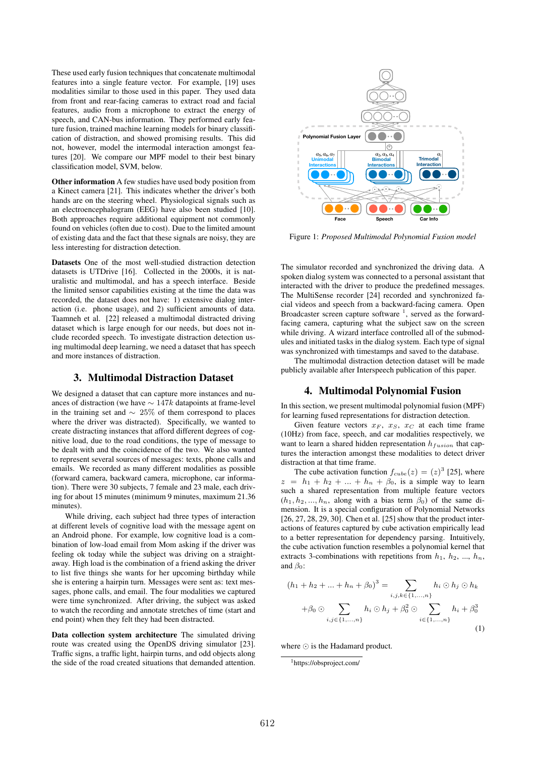These used early fusion techniques that concatenate multimodal features into a single feature vector. For example, [19] uses modalities similar to those used in this paper. They used data from front and rear-facing cameras to extract road and facial features, audio from a microphone to extract the energy of speech, and CAN-bus information. They performed early feature fusion, trained machine learning models for binary classification of distraction, and showed promising results. This did not, however, model the intermodal interaction amongst features [20]. We compare our MPF model to their best binary classification model, SVM, below.

**Other information** A few studies have used body position from a Kinect camera [21]. This indicates whether the driver's both hands are on the steering wheel. Physiological signals such as an electroencephalogram (EEG) have also been studied [10]. Both approaches require additional equipment not commonly found on vehicles (often due to cost). Due to the limited amount of existing data and the fact that these signals are noisy, they are less interesting for distraction detection.

**Datasets** One of the most well-studied distraction detection datasets is UTDrive [16]. Collected in the 2000s, it is naturalistic and multimodal, and has a speech interface. Beside the limited sensor capabilities existing at the time the data was recorded, the dataset does not have: 1) extensive dialog interaction (i.e. phone usage), and 2) sufficient amounts of data. Taamneh et al. [22] released a multimodal distracted driving dataset which is large enough for our needs, but does not include recorded speech. To investigate distraction detection using multimodal deep learning, we need a dataset that has speech and more instances of distraction.

## 3. Multimodal Distraction Dataset

We designed a dataset that can capture more instances and nuances of distraction (we have $\sim 147k$ datapoints at frame-level in the training set and $\sim 25\%$ of them correspond to places where the driver was distracted). Specifically, we wanted to create distracting instances that afford different degrees of cognitive load, due to the road conditions, the type of message to be dealt with and the coincidence of the two. We also wanted to represent several sources of messages: texts, phone calls and emails. We recorded as many different modalities as possible (forward camera, backward camera, microphone, car information). There were 30 subjects, 7 female and 23 male, each driving for about 15 minutes (minimum 9 minutes, maximum 21.36 minutes).

While driving, each subject had three types of interaction at different levels of cognitive load with the message agent on an Android phone. For example, low cognitive load is a combination of low-load email from Mom asking if the driver was feeling ok today while the subject was driving on a straight-away. High load is the combination of a friend asking the driver to list five things she wants for her upcoming birthday while she is entering a hairpin turn. Messages were sent as: text messages, phone calls, and email. The four modalities we captured were time synchronized. After driving, the subject was asked to watch the recording and annotate stretches of time (start and end point) when they felt they had been distracted.

**Data collection system architecture** The simulated driving route was created using the OpenDS driving simulator [23]. Traffic signs, a traffic light, hairpin turns, and odd objects along the side of the road created situations that demanded attention.

Polynomial Fusion Layer

$a_5, a_6, a_7$ Unimodal Interactions

$a_2, a_3, a_4$ Bimodal Interactions

$a_1$ Trimodal Interaction

Face

Speech

Car Info

Figure 1: *Proposed Multimodal Polynomial Fusion model*

The simulator recorded and synchronized the driving data. A spoken dialog system was connected to a personal assistant that interacted with the driver to produce the predefined messages. The MultiSense recorder [24] recorded and synchronized facial videos and speech from a backward-facing camera. Open Broadcaster screen capture software [1], served as the forward-facing camera, capturing what the subject saw on the screen while driving. A wizard interface controlled all of the submodules and initiated tasks in the dialog system. Each type of signal was synchronized with timestamps and saved to the database.

The multimodal distraction detection dataset will be made publicly available after Interspeech publication of this paper.

## 4. Multimodal Polynomial Fusion

In this section, we present multimodal polynomial fusion (MPF) for learning fused representations for distraction detection.

Given feature vectors $x_F$, $x_S$, $x_C$ at each time frame (10Hz) from face, speech, and car modalities respectively, we want to learn a shared hidden representation $h_{fusion}$ that captures the interaction amongst these modalities to detect driver distraction at that time frame.

The cube activation function $f_{cube}(z) = (z)^3$ [25], where $z = h_1 + h_2 + ... + h_n + \beta_0$, is a simple way to learn such a shared representation from multiple feature vectors ($h_1, h_2, ..., h_n$, along with a bias term $\beta_0$) of the same dimension. It is a special configuration of Polynomial Networks [26, 27, 28, 29, 30]. Chen et al. [25] show that the product interactions of features captured by cube activation empirically lead to a better representation for dependency parsing. Intuitively, the cube activation function resembles a polynomial kernel that extracts 3-combinations with repetitions from $h_1$, $h_2$, ..., $h_n$, and $\beta_0$:

$$(h_1 + h_2 + ... + h_n + \beta_0)^3 = \sum_{i,j,k \in \{1,...,n\}} h_i \odot h_j \odot h_k + \beta_0 \odot \sum_{i,j \in \{1,...,n\}} h_i \odot h_j + \beta_0^2 \odot \sum_{i \in \{1,...,n\}} h_i + \beta_0^3 \quad (1)$$

where $\odot$ is the Hadamard product.

[1] https://obsproject.com/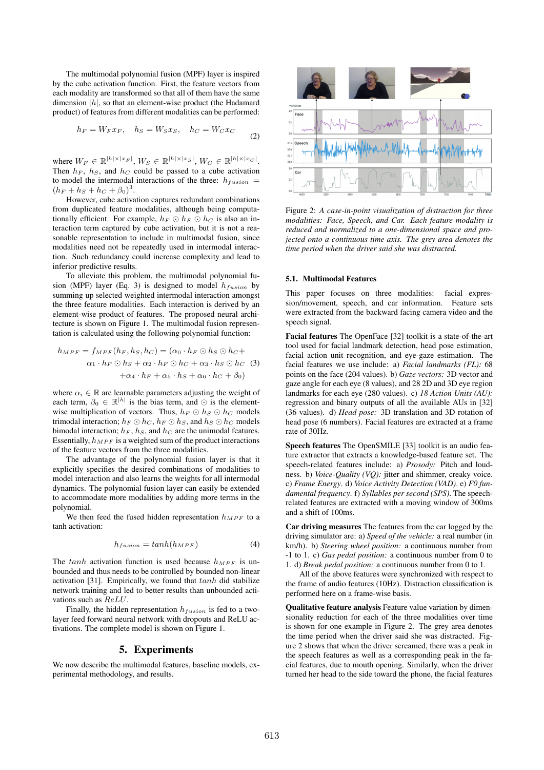The multimodal polynomial fusion (MPF) layer is inspired by the cube activation function. First, the feature vectors from each modality are transformed so that all of them have the same dimension $|h|$, so that an element-wise product (the Hadamard product) of features from different modalities can be performed:

$$h_F = W_F x_F, \quad h_S = W_S x_S, \quad h_C = W_C x_C \tag{2}$$

where $W_F \in \mathbb{R}^{|h| \times |x_F|}$, $W_S \in \mathbb{R}^{|h| \times |x_S|}$, $W_C \in \mathbb{R}^{|h| \times |x_C|}$. Then $h_F$, $h_S$, and $h_C$ could be passed to a cube activation to model the intermodal interactions of the three: $h_{fusion} = (h_F + h_S + h_C + \beta_0)^3$.

However, cube activation captures redundant combinations from duplicated feature modalities, although being computationally efficient. For example, $h_F \odot h_F \odot h_C$ is also an interaction term captured by cube activation, but it is not a reasonable representation to include in multimodal fusion, since modalities need not be repeatedly used in intermodal interaction. Such redundancy could increase complexity and lead to inferior predictive results.

To alleviate this problem, the multimodal polynomial fusion (MPF) layer (Eq. 3) is designed to model $h_{fusion}$ by summing up selected weighted intermodal interaction amongst the three feature modalities. Each interaction is derived by an element-wise product of features. The proposed neural architecture is shown on Figure 1. The multimodal fusion representation is calculated using the following polynomial function:

$$\begin{aligned} h_{MPF} = f_{MPF}(h_F, h_S, h_C) = (&\alpha_0 \cdot h_F \odot h_S \odot h_C + \\ &\alpha_1 \cdot h_F \odot h_S + \alpha_2 \cdot h_F \odot h_C + \alpha_3 \cdot h_S \odot h_C \\ &+ \alpha_4 \cdot h_F + \alpha_5 \cdot h_S + \alpha_6 \cdot h_C + \beta_0) \end{aligned} \tag{3}$$

where $\alpha_i \in \mathbb{R}$ are learnable parameters adjusting the weight of each term, $\beta_0 \in \mathbb{R}^{|h|}$ is the bias term, and $\odot$ is the element-wise multiplication of vectors. Thus, $h_F \odot h_S \odot h_C$ models trimodal interaction; $h_F \odot h_C$, $h_F \odot h_S$, and $h_S \odot h_C$ models bimodal interaction; $h_F$, $h_S$, and $h_C$ are the unimodal features. Essentially, $h_{MPF}$ is a weighted sum of the product interactions of the feature vectors from the three modalities.

The advantage of the polynomial fusion layer is that it explicitly specifies the desired combinations of modalities to model interaction and also learns the weights for all intermodal dynamics. The polynomial fusion layer can easily be extended to accommodate more modalities by adding more terms in the polynomial.

We then feed the fused hidden representation $h_{MPF}$ to a tanh activation:

$$h_{fusion} = tanh(h_{MPF}) \tag{4}$$

The $tanh$ activation function is used because $h_{MPF}$ is unbounded and thus needs to be controlled by bounded non-linear activation [31]. Empirically, we found that $tanh$ did stabilize network training and led to better results than unbounded activations such as $ReLU$.

Finally, the hidden representation $h_{fusion}$ is fed to a two-layer feed forward neural network with dropouts and ReLU activations. The complete model is shown on Figure 1.

# 5. Experiments

We now describe the multimodal features, baseline models, experimental methodology, and results.

Figure 2: *A case-in-point visualization of distraction for three modalities: Face, Speech, and Car. Each feature modality is reduced and normalized to a one-dimensional space and projected onto a continuous time axis. The grey area denotes the time period when the driver said she was distracted.*

## 5.1. Multimodal Features

This paper focuses on three modalities: facial expression/movement, speech, and car information. Feature sets were extracted from the backward facing camera video and the speech signal.

**Facial features** The OpenFace [32] toolkit is a state-of-the-art tool used for facial landmark detection, head pose estimation, facial action unit recognition, and eye-gaze estimation. The facial features we use include: a) *Facial landmarks (FL):* 68 points on the face (204 values). b) *Gaze vectors:* 3D vector and gaze angle for each eye (8 values), and 28 2D and 3D eye region landmarks for each eye (280 values). c) *18 Action Units (AU):* regression and binary outputs of all the available AUs in [32] (36 values). d) *Head pose:* 3D translation and 3D rotation of head pose (6 numbers). Facial features are extracted at a frame rate of 30Hz.

**Speech features** The OpenSMILE [33] toolkit is an audio feature extractor that extracts a knowledge-based feature set. The speech-related features include: a) *Prosody:* Pitch and loudness. b) *Voice-Quality (VQ):* jitter and shimmer, creaky voice. c) *Frame Energy*. d) *Voice Activity Detection (VAD)*. e) *F0 fundamental frequency*. f) *Syllables per second (SPS)*. The speech-related features are extracted with a moving window of 300ms and a shift of 100ms.

**Car driving measures** The features from the car logged by the driving simulator are: a) *Speed of the vehicle:* a real number (in km/h). b) *Steering wheel position:* a continuous number from -1 to 1. c) *Gas pedal position:* a continuous number from 0 to 1. d) *Break pedal position:* a continuous number from 0 to 1.

All of the above features were synchronized with respect to the frame of audio features (10Hz). Distraction classification is performed here on a frame-wise basis.

**Qualitative feature analysis** Feature value variation by dimensionality reduction for each of the three modalities over time is shown for one example in Figure 2. The grey area denotes the time period when the driver said she was distracted. Figure 2 shows that when the driver screamed, there was a peak in the speech features as well as a corresponding peak in the facial features, due to mouth opening. Similarly, when the driver turned her head to the side toward the phone, the facial features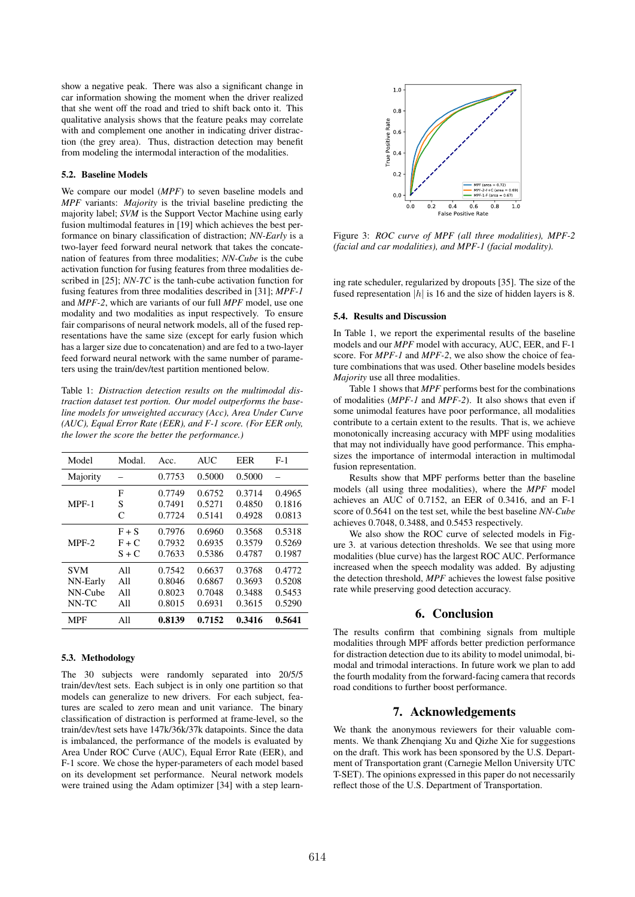show a negative peak. There was also a significant change in car information showing the moment when the driver realized that she went off the road and tried to shift back onto it. This qualitative analysis shows that the feature peaks may correlate with and complement one another in indicating driver distraction (the grey area). Thus, distraction detection may benefit from modeling the intermodal interaction of the modalities.

### 5.2. Baseline Models

We compare our model (*MPF*) to seven baseline models and *MPF* variants: *Majority* is the trivial baseline predicting the majority label; *SVM* is the Support Vector Machine using early fusion multimodal features in [19] which achieves the best performance on binary classification of distraction; *NN-Early* is a two-layer feed forward neural network that takes the concatenation of features from three modalities; *NN-Cube* is the cube activation function for fusing features from three modalities described in [25]; *NN-TC* is the tanh-cube activation function for fusing features from three modalities described in [31]; *MPF-1* and *MPF-2*, which are variants of our full *MPF* model, use one modality and two modalities as input respectively. To ensure fair comparisons of neural network models, all of the fused representations have the same size (except for early fusion which has a larger size due to concatenation) and are fed to a two-layer feed forward neural network with the same number of parameters using the train/dev/test partition mentioned below.

Table 1: *Distraction detection results on the multimodal distraction dataset test portion. Our model outperforms the baseline models for unweighted accuracy (Acc), Area Under Curve (AUC), Equal Error Rate (EER), and F-1 score. (For EER only, the lower the score the better the performance.)*

| Model | Modal. | Acc. | AUC | EER | F-1 |
|---|---|---|---|---|---|
| Majority | – | 0.7753 | 0.5000 | 0.5000 | – |
| MPF-1 | F | 0.7749 | 0.6752 | 0.3714 | 0.4965 |
| | S | 0.7491 | 0.5271 | 0.4850 | 0.1816 |
| | C | 0.7724 | 0.5141 | 0.4928 | 0.0813 |
| MPF-2 | F + S | 0.7976 | 0.6960 | 0.3568 | 0.5318 |
| | F + C | 0.7932 | 0.6935 | 0.3579 | 0.5269 |
| | S + C | 0.7633 | 0.5386 | 0.4787 | 0.1987 |
| SVM | All | 0.7542 | 0.6637 | 0.3768 | 0.4772 |
| NN-Early | All | 0.8046 | 0.6867 | 0.3693 | 0.5208 |
| NN-Cube | All | 0.8023 | 0.7048 | 0.3488 | 0.5453 |
| NN-TC | All | 0.8015 | 0.6931 | 0.3615 | 0.5290 |
| MPF | All | **0.8139** | **0.7152** | **0.3416** | **0.5641** |

### 5.3. Methodology

The 30 subjects were randomly separated into 20/5/5 train/dev/test sets. Each subject is in only one partition so that models can generalize to new drivers. For each subject, features are scaled to zero mean and unit variance. The binary classification of distraction is performed at frame-level, so the train/dev/test sets have 147k/36k/37k datapoints. Since the data is imbalanced, the performance of the models is evaluated by Area Under ROC Curve (AUC), Equal Error Rate (EER), and F-1 score. We chose the hyper-parameters of each model based on its development set performance. Neural network models were trained using the Adam optimizer [34] with a step learning rate scheduler, regularized by dropouts [35]. The size of the fused representation $|h|$ is 16 and the size of hidden layers is 8.

1.0
0.8
0.6
0.4
0.2
0.0
True Positive Rate
0.0 0.2 0.4 0.6 0.8 1.0
False Positive Rate
MPF (area = 0.72)
MPF-2-F+C (area = 0.69)
MPF-1-F (area = 0.67)

Figure 3: *ROC curve of MPF (all three modalities), MPF-2 (facial and car modalities), and MPF-1 (facial modality).*

### 5.4. Results and Discussion

In Table 1, we report the experimental results of the baseline models and our *MPF* model with accuracy, AUC, EER, and F-1 score. For *MPF-1* and *MPF-2*, we also show the choice of feature combinations that was used. Other baseline models besides *Majority* use all three modalities.

Table 1 shows that *MPF* performs best for the combinations of modalities (*MPF-1* and *MPF-2*). It also shows that even if some unimodal features have poor performance, all modalities contribute to a certain extent to the results. That is, we achieve monotonically increasing accuracy with MPF using modalities that may not individually have good performance. This emphasizes the importance of intermodal interaction in multimodal fusion representation.

Results show that MPF performs better than the baseline models (all using three modalities), where the *MPF* model achieves an AUC of 0.7152, an EER of 0.3416, and an F-1 score of 0.5641 on the test set, while the best baseline *NN-Cube* achieves 0.7048, 0.3488, and 0.5453 respectively.

We also show the ROC curve of selected models in Figure 3. at various detection thresholds. We see that using more modalities (blue curve) has the largest ROC AUC. Performance increased when the speech modality was added. By adjusting the detection threshold, *MPF* achieves the lowest false positive rate while preserving good detection accuracy.

## 6. Conclusion

The results confirm that combining signals from multiple modalities through MPF affords better prediction performance for distraction detection due to its ability to model unimodal, bimodal and trimodal interactions. In future work we plan to add the fourth modality from the forward-facing camera that records road conditions to further boost performance.

## 7. Acknowledgements

We thank the anonymous reviewers for their valuable comments. We thank Zhenqiang Xu and Qizhe Xie for suggestions on the draft. This work has been sponsored by the U.S. Department of Transportation grant (Carnegie Mellon University UTC T-SET). The opinions expressed in this paper do not necessarily reflect those of the U.S. Department of Transportation.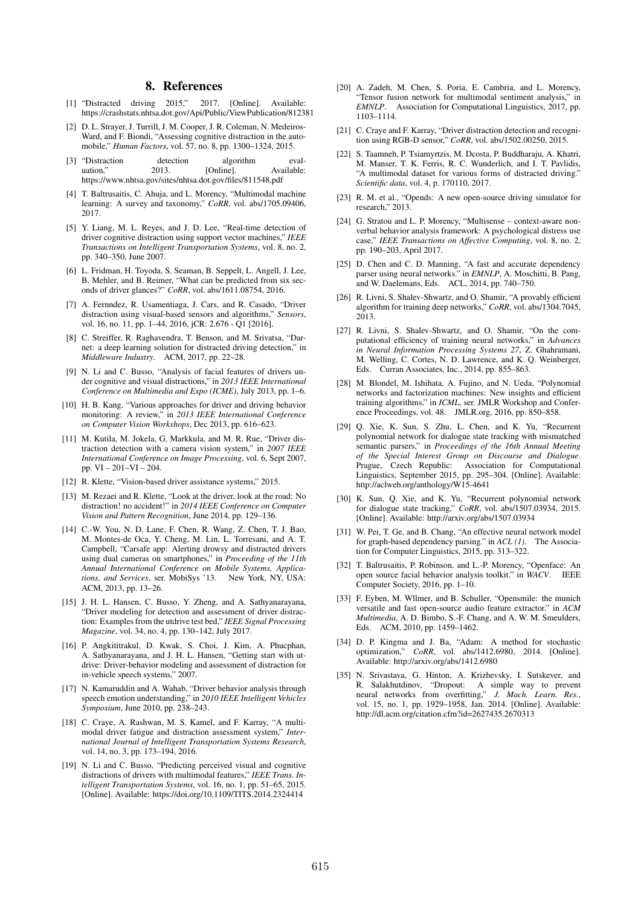## 8. References

[1] "Distracted driving 2015," 2017. [Online]. Available: https://crashstats.nhtsa.dot.gov/Api/Public/ViewPublication/812381

[2] D. L. Strayer, J. Turrill, J. M. Cooper, J. R. Coleman, N. Medeiros-Ward, and F. Biondi, "Assessing cognitive distraction in the automobile," *Human Factors*, vol. 57, no. 8, pp. 1300–1324, 2015.

[3] "Distraction detection algorithm evaluation," 2013. [Online]. Available: https://www.nhtsa.gov/sites/nhtsa.dot.gov/files/811548.pdf

[4] T. Baltrusaitis, C. Ahuja, and L. Morency, "Multimodal machine learning: A survey and taxonomy," *CoRR*, vol. abs/1705.09406, 2017.

[5] Y. Liang, M. L. Reyes, and J. D. Lee, "Real-time detection of driver cognitive distraction using support vector machines," *IEEE Transactions on Intelligent Transportation Systems*, vol. 8, no. 2, pp. 340–350, June 2007.

[6] L. Fridman, H. Toyoda, S. Seaman, B. Seppelt, L. Angell, J. Lee, B. Mehler, and B. Reimer, "What can be predicted from six seconds of driver glances?" *CoRR*, vol. abs/1611.08754, 2016.

[7] A. Fernndez, R. Usamentiaga, J. Cars, and R. Casado, "Driver distraction using visual-based sensors and algorithms," *Sensors*, vol. 16, no. 11, pp. 1–44, 2016, jCR: 2.676 - Q1 [2016].

[8] C. Streiffer, R. Raghavendra, T. Benson, and M. Srivatsa, "Darnet: a deep learning solution for distracted driving detection," in *Middleware Industry*. ACM, 2017, pp. 22–28.

[9] N. Li and C. Busso, "Analysis of facial features of drivers under cognitive and visual distractions," in *2013 IEEE International Conference on Multimedia and Expo (ICME)*, July 2013, pp. 1–6.

[10] H. B. Kang, "Various approaches for driver and driving behavior monitoring: A review," in *2013 IEEE International Conference on Computer Vision Workshops*, Dec 2013, pp. 616–623.

[11] M. Kutila, M. Jokela, G. Markkula, and M. R. Rue, "Driver distraction detection with a camera vision system," in *2007 IEEE International Conference on Image Processing*, vol. 6, Sept 2007, pp. VI – 201–VI – 204.

[12] R. Klette, "Vision-based driver assistance systems," 2015.

[13] M. Rezaei and R. Klette, "Look at the driver, look at the road: No distraction! no accident!" in *2014 IEEE Conference on Computer Vision and Pattern Recognition*, June 2014, pp. 129–136.

[14] C.-W. You, N. D. Lane, F. Chen, R. Wang, Z. Chen, T. J. Bao, M. Montes-de Oca, Y. Cheng, M. Lin, L. Torresani, and A. T. Campbell, "Carsafe app: Alerting drowsy and distracted drivers using dual cameras on smartphones," in *Proceeding of the 11th Annual International Conference on Mobile Systems, Applications, and Services*, ser. MobiSys '13. New York, NY, USA: ACM, 2013, pp. 13–26.

[15] J. H. L. Hansen, C. Busso, Y. Zheng, and A. Sathyanarayana, "Driver modeling for detection and assessment of driver distraction: Examples from the utdrive test bed," *IEEE Signal Processing Magazine*, vol. 34, no. 4, pp. 130–142, July 2017.

[16] P. Angkititrakul, D. Kwak, S. Choi, J. Kim, A. Phucphan, A. Sathyanarayana, and J. H. L. Hansen, "Getting start with utdrive: Driver-behavior modeling and assessment of distraction for in-vehicle speech systems," 2007.

[17] N. Kamaruddin and A. Wahab, "Driver behavior analysis through speech emotion understanding," in *2010 IEEE Intelligent Vehicles Symposium*, June 2010, pp. 238–243.

[18] C. Craye, A. Rashwan, M. S. Kamel, and F. Karray, "A multimodal driver fatigue and distraction assessment system," *International Journal of Intelligent Transportation Systems Research*, vol. 14, no. 3, pp. 173–194, 2016.

[19] N. Li and C. Busso, "Predicting perceived visual and cognitive distractions of drivers with multimodal features," *IEEE Trans. Intelligent Transportation Systems*, vol. 16, no. 1, pp. 51–65, 2015. [Online]. Available: https://doi.org/10.1109/TITS.2014.2324414

[20] A. Zadeh, M. Chen, S. Poria, E. Cambria, and L. Morency, "Tensor fusion network for multimodal sentiment analysis," in *EMNLP*. Association for Computational Linguistics, 2017, pp. 1103–1114.

[21] C. Craye and F. Karray, "Driver distraction detection and recognition using RGB-D sensor," *CoRR*, vol. abs/1502.00250, 2015.

[22] S. Taamneh, P. Tsiamyrtzis, M. Dcosta, P. Buddharaju, A. Khatri, M. Manser, T. K. Ferris, R. C. Wunderlich, and I. T. Pavlidis, "A multimodal dataset for various forms of distracted driving." *Scientific data*, vol. 4, p. 170110, 2017.

[23] R. M. et al., "Opends: A new open-source driving simulator for research," 2013.

[24] G. Stratou and L. P. Morency, "Multisense – context-aware nonverbal behavior analysis framework: A psychological distress use case," *IEEE Transactions on Affective Computing*, vol. 8, no. 2, pp. 190–203, April 2017.

[25] D. Chen and C. D. Manning, "A fast and accurate dependency parser using neural networks." in *EMNLP*, A. Moschitti, B. Pang, and W. Daelemans, Eds. ACL, 2014, pp. 740–750.

[26] R. Livni, S. Shalev-Shwartz, and O. Shamir, "A provably efficient algorithm for training deep networks," *CoRR*, vol. abs/1304.7045, 2013.

[27] R. Livni, S. Shalev-Shwartz, and O. Shamir, "On the computational efficiency of training neural networks," in *Advances in Neural Information Processing Systems 27*, Z. Ghahramani, M. Welling, C. Cortes, N. D. Lawrence, and K. Q. Weinberger, Eds. Curran Associates, Inc., 2014, pp. 855–863.

[28] M. Blondel, M. Ishihata, A. Fujino, and N. Ueda, "Polynomial networks and factorization machines: New insights and efficient training algorithms," in *ICML*, ser. JMLR Workshop and Conference Proceedings, vol. 48. JMLR.org, 2016, pp. 850–858.

[29] Q. Xie, K. Sun, S. Zhu, L. Chen, and K. Yu, "Recurrent polynomial network for dialogue state tracking with mismatched semantic parsers," in *Proceedings of the 16th Annual Meeting of the Special Interest Group on Discourse and Dialogue*. Prague, Czech Republic: Association for Computational Linguistics, September 2015, pp. 295–304. [Online]. Available: http://aclweb.org/anthology/W15-4641

[30] K. Sun, Q. Xie, and K. Yu, "Recurrent polynomial network for dialogue state tracking," *CoRR*, vol. abs/1507.03934, 2015. [Online]. Available: http://arxiv.org/abs/1507.03934

[31] W. Pei, T. Ge, and B. Chang, "An effective neural network model for graph-based dependency parsing." in *ACL (1)*. The Association for Computer Linguistics, 2015, pp. 313–322.

[32] T. Baltrusaitis, P. Robinson, and L.-P. Morency, "Openface: An open source facial behavior analysis toolkit." in *WACV*. IEEE Computer Society, 2016, pp. 1–10.

[33] F. Eyben, M. Wllmer, and B. Schuller, "Opensmile: the munich versatile and fast open-source audio feature extractor." in *ACM Multimedia*, A. D. Bimbo, S.-F. Chang, and A. W. M. Smeulders, Eds. ACM, 2010, pp. 1459–1462.

[34] D. P. Kingma and J. Ba, "Adam: A method for stochastic optimization," *CoRR*, vol. abs/1412.6980, 2014. [Online]. Available: http://arxiv.org/abs/1412.6980

[35] N. Srivastava, G. Hinton, A. Krizhevsky, I. Sutskever, and R. Salakhutdinov, "Dropout: A simple way to prevent neural networks from overfitting," *J. Mach. Learn. Res.*, vol. 15, no. 1, pp. 1929–1958, Jan. 2014. [Online]. Available: http://dl.acm.org/citation.cfm?id=2627435.2670313